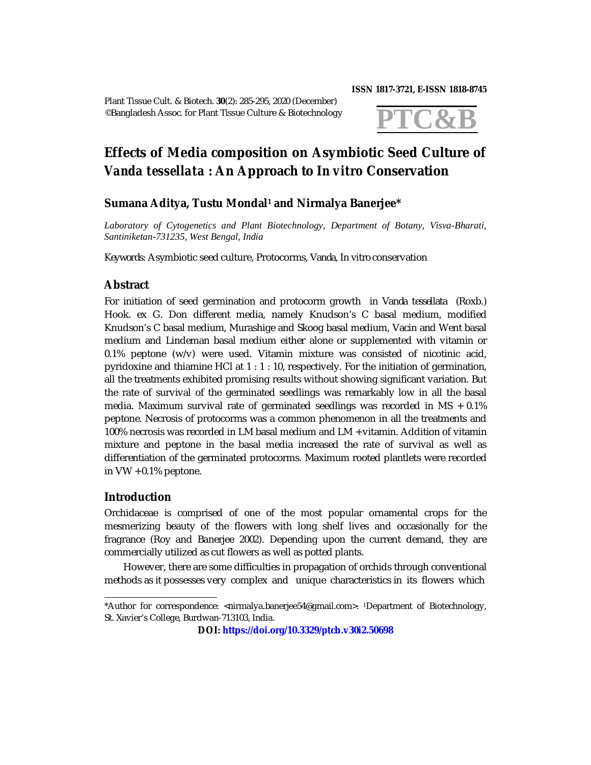ISSN 1817-3721, E-ISSN 1818-8745

Plant Tissue Cult. & Biotech. **30**(2): 285-295, 2020 (December)
©Bangladesh Assoc. for Plant Tissue Culture & Biotechnology

**PTC&B**

# Effects of Media composition on Asymbiotic Seed Culture of *Vanda tessellata* : An Approach to *In vitro* Conservation

**Sumana Aditya, Tustu Mondal[1] and Nirmalya Banerjee***

*Laboratory of Cytogenetics and Plant Biotechnology, Department of Botany, Visva-Bharati, Santiniketan-731235, West Bengal, India*

Keywords: Asymbiotic seed culture, Protocorms, Vanda, In vitro conservation

## Abstract

For initiation of seed germination and protocorm growth in *Vanda tessellata* (Roxb.) Hook. ex G. Don different media, namely Knudson's C basal medium, modified Knudson's C basal medium, Murashige and Skoog basal medium, Vacin and Went basal medium and Lindeman basal medium either alone or supplemented with vitamin or 0.1% peptone (w/v) were used. Vitamin mixture was consisted of nicotinic acid, pyridoxine and thiamine HCl at 1 : 1 : 10, respectively. For the initiation of germination, all the treatments exhibited promising results without showing significant variation. But the rate of survival of the germinated seedlings was remarkably low in all the basal media. Maximum survival rate of germinated seedlings was recorded in MS + 0.1% peptone. Necrosis of protocorms was a common phenomenon in all the treatments and 100% necrosis was recorded in LM basal medium and LM + vitamin. Addition of vitamin mixture and peptone in the basal media increased the rate of survival as well as differentiation of the germinated protocorms. Maximum rooted plantlets were recorded in VW + 0.1% peptone.

## Introduction

Orchidaceae is comprised of one of the most popular ornamental crops for the mesmerizing beauty of the flowers with long shelf lives and occasionally for the fragrance (Roy and Banerjee 2002). Depending upon the current demand, they are commercially utilized as cut flowers as well as potted plants.

However, there are some difficulties in propagation of orchids through conventional methods as it possesses very complex and unique characteristics in its flowers which

---

*Author for correspondence: <nirmalya.banerjee54@gmail.com>. [1]Department of Biotechnology, St. Xavier's College, Burdwan-713103, India.

**DOI: https://doi.org/10.3329/ptcb.v30i2.50698**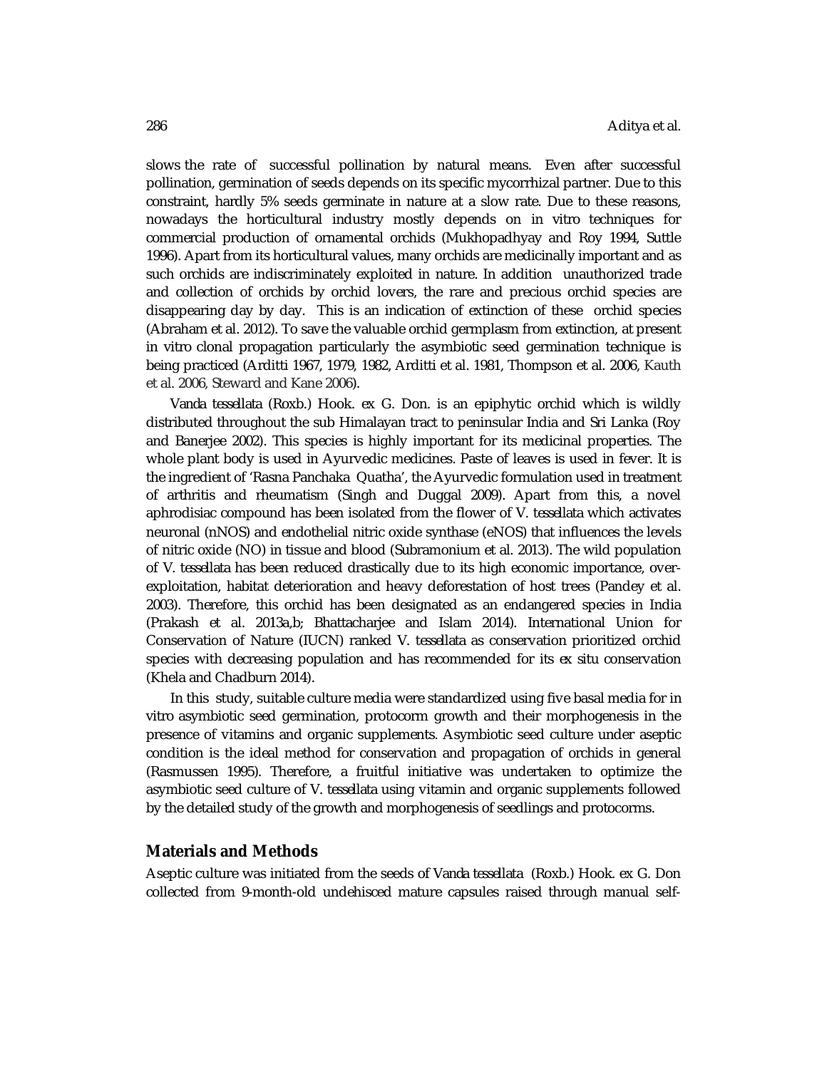slows the rate of successful pollination by natural means. Even after successful pollination, germination of seeds depends on its specific mycorrhizal partner. Due to this constraint, hardly 5% seeds germinate in nature at a slow rate. Due to these reasons, nowadays the horticultural industry mostly depends on in vitro techniques for commercial production of ornamental orchids (Mukhopadhyay and Roy 1994, Suttle 1996). Apart from its horticultural values, many orchids are medicinally important and as such orchids are indiscriminately exploited in nature. In addition unauthorized trade and collection of orchids by orchid lovers, the rare and precious orchid species are disappearing day by day. This is an indication of extinction of these orchid species (Abraham et al. 2012). To save the valuable orchid germplasm from extinction, at present in vitro clonal propagation particularly the asymbiotic seed germination technique is being practiced (Arditti 1967, 1979, 1982, Arditti et al. 1981, Thompson et al. 2006, Kauth et al. 2006, Steward and Kane 2006).

*Vanda tessellata* (Roxb.) Hook. ex G. Don. is an epiphytic orchid which is wildly distributed throughout the sub Himalayan tract to peninsular India and Sri Lanka (Roy and Banerjee 2002). This species is highly important for its medicinal properties. The whole plant body is used in Ayurvedic medicines. Paste of leaves is used in fever. It is the ingredient of 'Rasna Panchaka Quatha', the Ayurvedic formulation used in treatment of arthritis and rheumatism (Singh and Duggal 2009). Apart from this, a novel aphrodisiac compound has been isolated from the flower of *V. tessellata* which activates neuronal (nNOS) and endothelial nitric oxide synthase (eNOS) that influences the levels of nitric oxide (NO) in tissue and blood (Subramonium et al. 2013). The wild population of *V. tessellata* has been reduced drastically due to its high economic importance, over-exploitation, habitat deterioration and heavy deforestation of host trees (Pandey et al. 2003). Therefore, this orchid has been designated as an endangered species in India (Prakash et al. 2013a,b; Bhattacharjee and Islam 2014). International Union for Conservation of Nature (IUCN) ranked *V. tessellata* as conservation prioritized orchid species with decreasing population and has recommended for its *ex situ* conservation (Khela and Chadburn 2014).

In this study, suitable culture media were standardized using five basal media for in vitro asymbiotic seed germination, protocorm growth and their morphogenesis in the presence of vitamins and organic supplements. Asymbiotic seed culture under aseptic condition is the ideal method for conservation and propagation of orchids in general (Rasmussen 1995). Therefore, a fruitful initiative was undertaken to optimize the asymbiotic seed culture of *V. tessellata* using vitamin and organic supplements followed by the detailed study of the growth and morphogenesis of seedlings and protocorms.

## Materials and Methods

Aseptic culture was initiated from the seeds of *Vanda tessellata* (Roxb.) Hook. ex G. Don collected from 9-month-old undehisced mature capsules raised through manual self-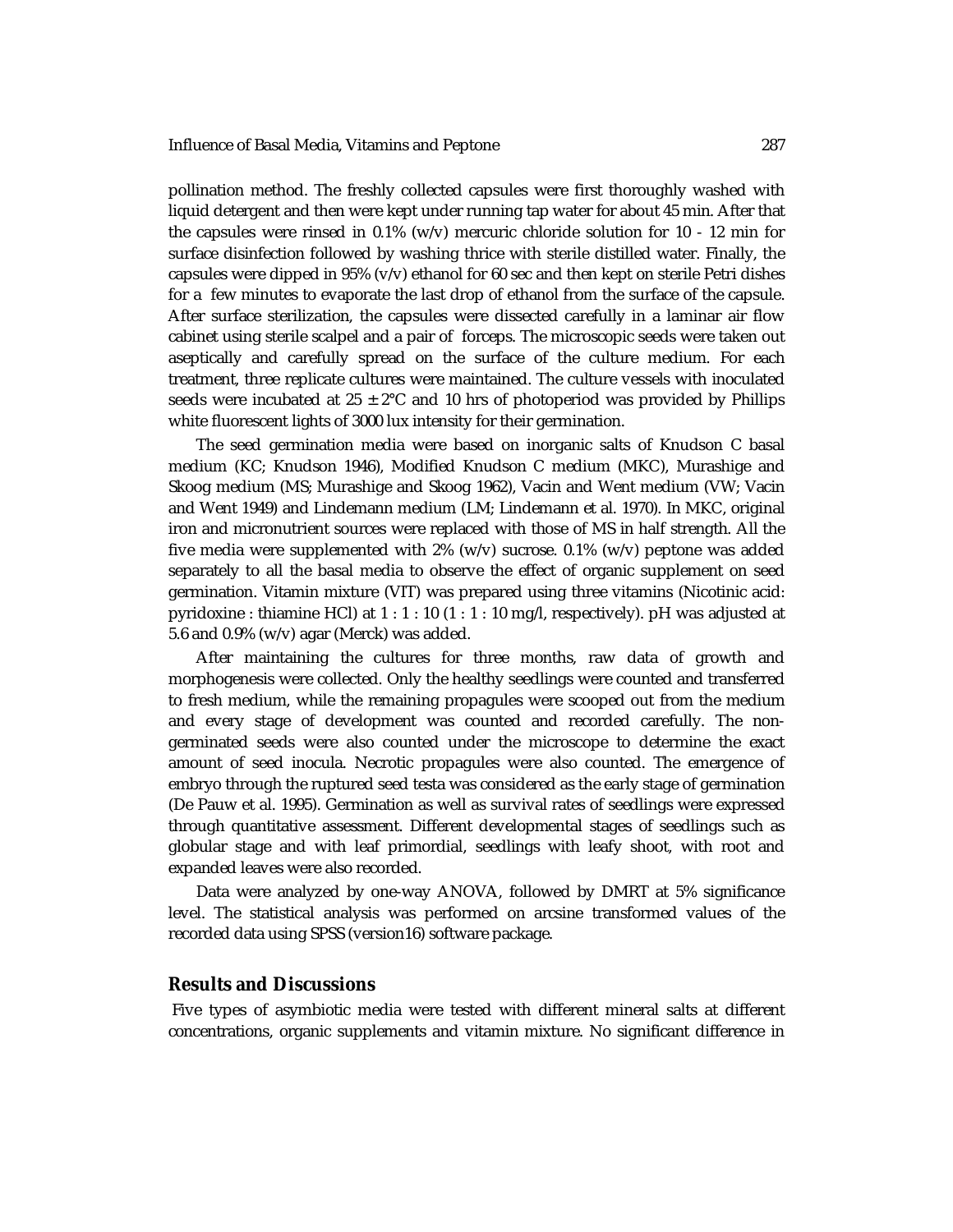pollination method. The freshly collected capsules were first thoroughly washed with liquid detergent and then were kept under running tap water for about 45 min. After that the capsules were rinsed in 0.1% (w/v) mercuric chloride solution for 10 - 12 min for surface disinfection followed by washing thrice with sterile distilled water. Finally, the capsules were dipped in 95% (v/v) ethanol for 60 sec and then kept on sterile Petri dishes for a few minutes to evaporate the last drop of ethanol from the surface of the capsule. After surface sterilization, the capsules were dissected carefully in a laminar air flow cabinet using sterile scalpel and a pair of forceps. The microscopic seeds were taken out aseptically and carefully spread on the surface of the culture medium. For each treatment, three replicate cultures were maintained. The culture vessels with inoculated seeds were incubated at 25 ± 2°C and 10 hrs of photoperiod was provided by Phillips white fluorescent lights of 3000 lux intensity for their germination.

The seed germination media were based on inorganic salts of Knudson C basal medium (KC; Knudson 1946), Modified Knudson C medium (MKC), Murashige and Skoog medium (MS; Murashige and Skoog 1962), Vacin and Went medium (VW; Vacin and Went 1949) and Lindemann medium (LM; Lindemann et al. 1970). In MKC, original iron and micronutrient sources were replaced with those of MS in half strength. All the five media were supplemented with 2% (w/v) sucrose. 0.1% (w/v) peptone was added separately to all the basal media to observe the effect of organic supplement on seed germination. Vitamin mixture (VIT) was prepared using three vitamins (Nicotinic acid: pyridoxine : thiamine HCl) at 1 : 1 : 10 (1 : 1 : 10 mg/l, respectively). pH was adjusted at 5.6 and 0.9% (w/v) agar (Merck) was added.

After maintaining the cultures for three months, raw data of growth and morphogenesis were collected. Only the healthy seedlings were counted and transferred to fresh medium, while the remaining propagules were scooped out from the medium and every stage of development was counted and recorded carefully. The non-germinated seeds were also counted under the microscope to determine the exact amount of seed inocula. Necrotic propagules were also counted. The emergence of embryo through the ruptured seed testa was considered as the early stage of germination (De Pauw et al. 1995). Germination as well as survival rates of seedlings were expressed through quantitative assessment. Different developmental stages of seedlings such as globular stage and with leaf primordial, seedlings with leafy shoot, with root and expanded leaves were also recorded.

Data were analyzed by one-way ANOVA, followed by DMRT at 5% significance level. The statistical analysis was performed on arcsine transformed values of the recorded data using SPSS (version16) software package.

## Results and Discussions

Five types of asymbiotic media were tested with different mineral salts at different concentrations, organic supplements and vitamin mixture. No significant difference in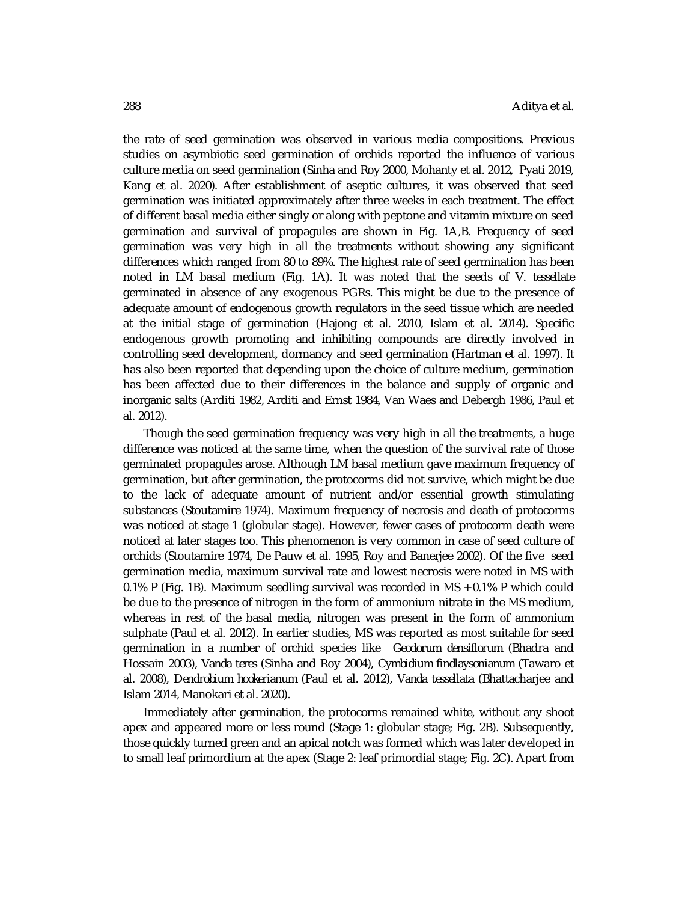the rate of seed germination was observed in various media compositions. Previous studies on asymbiotic seed germination of orchids reported the influence of various culture media on seed germination (Sinha and Roy 2000, Mohanty et al. 2012, Pyati 2019, Kang et al. 2020). After establishment of aseptic cultures, it was observed that seed germination was initiated approximately after three weeks in each treatment. The effect of different basal media either singly or along with peptone and vitamin mixture on seed germination and survival of propagules are shown in Fig. 1A,B. Frequency of seed germination was very high in all the treatments without showing any significant differences which ranged from 80 to 89%. The highest rate of seed germination has been noted in LM basal medium (Fig. 1A). It was noted that the seeds of *V. tessellate* germinated in absence of any exogenous PGRs. This might be due to the presence of adequate amount of endogenous growth regulators in the seed tissue which are needed at the initial stage of germination (Hajong et al. 2010, Islam et al. 2014). Specific endogenous growth promoting and inhibiting compounds are directly involved in controlling seed development, dormancy and seed germination (Hartman et al. 1997). It has also been reported that depending upon the choice of culture medium, germination has been affected due to their differences in the balance and supply of organic and inorganic salts (Arditi 1982, Arditi and Ernst 1984, Van Waes and Debergh 1986, Paul et al. 2012).

Though the seed germination frequency was very high in all the treatments, a huge difference was noticed at the same time, when the question of the survival rate of those germinated propagules arose. Although LM basal medium gave maximum frequency of germination, but after germination, the protocorms did not survive, which might be due to the lack of adequate amount of nutrient and/or essential growth stimulating substances (Stoutamire 1974). Maximum frequency of necrosis and death of protocorms was noticed at stage 1 (globular stage). However, fewer cases of protocorm death were noticed at later stages too. This phenomenon is very common in case of seed culture of orchids (Stoutamire 1974, De Pauw et al. 1995, Roy and Banerjee 2002). Of the five seed germination media, maximum survival rate and lowest necrosis were noted in MS with 0.1% P (Fig. 1B). Maximum seedling survival was recorded in MS + 0.1% P which could be due to the presence of nitrogen in the form of ammonium nitrate in the MS medium, whereas in rest of the basal media, nitrogen was present in the form of ammonium sulphate (Paul et al. 2012). In earlier studies, MS was reported as most suitable for seed germination in a number of orchid species like *Geodorum densiflorum* (Bhadra and Hossain 2003), *Vanda teres* (Sinha and Roy 2004), *Cymbidium findlaysonianum* (Tawaro et al. 2008), *Dendrobium hookerianum* (Paul et al. 2012), *Vanda tessellata* (Bhattacharjee and Islam 2014, Manokari et al. 2020).

Immediately after germination, the protocorms remained white, without any shoot apex and appeared more or less round (Stage 1: globular stage; Fig. 2B). Subsequently, those quickly turned green and an apical notch was formed which was later developed in to small leaf primordium at the apex (Stage 2: leaf primordial stage; Fig. 2C). Apart from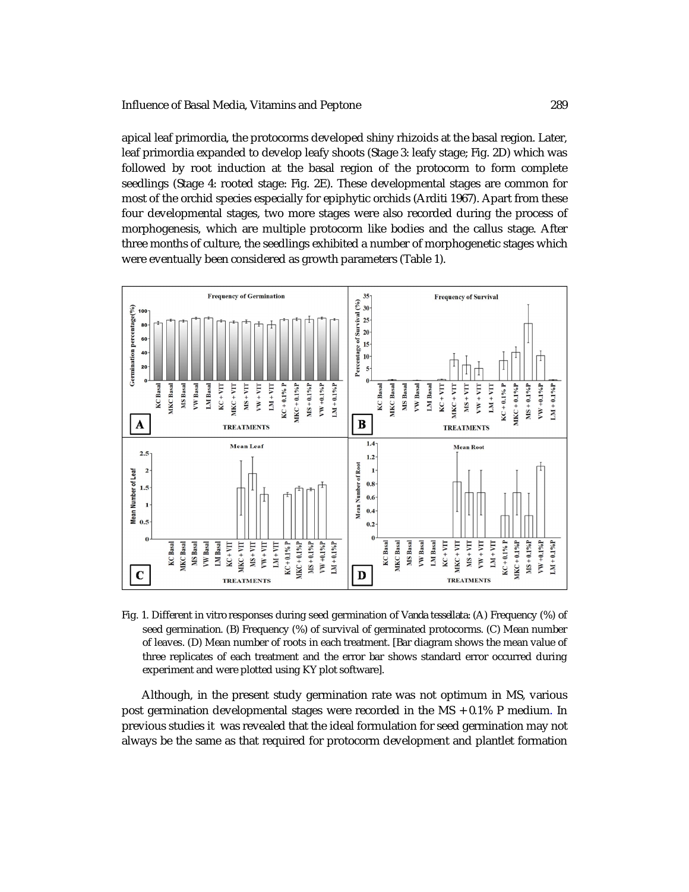apical leaf primordia, the protocorms developed shiny rhizoids at the basal region. Later, leaf primordia expanded to develop leafy shoots (Stage 3: leafy stage; Fig. 2D) which was followed by root induction at the basal region of the protocorm to form complete seedlings (Stage 4: rooted stage: Fig. 2E). These developmental stages are common for most of the orchid species especially for epiphytic orchids (Arditi 1967). Apart from these four developmental stages, two more stages were also recorded during the process of morphogenesis, which are multiple protocorm like bodies and the callus stage. After three months of culture, the seedlings exhibited a number of morphogenetic stages which were eventually been considered as growth parameters (Table 1).

Fig. 1. Different in vitro responses during seed germination of Vanda tessellata: (A) Frequency (%) of seed germination. (B) Frequency (%) of survival of germinated protocorms. (C) Mean number of leaves. (D) Mean number of roots in each treatment. [Bar diagram shows the mean value of three replicates of each treatment and the error bar shows standard error occurred during experiment and were plotted using KY plot software].

Although, in the present study germination rate was not optimum in MS, various post germination developmental stages were recorded in the MS + 0.1% P medium. In previous studies it was revealed that the ideal formulation for seed germination may not always be the same as that required for protocorm development and plantlet formation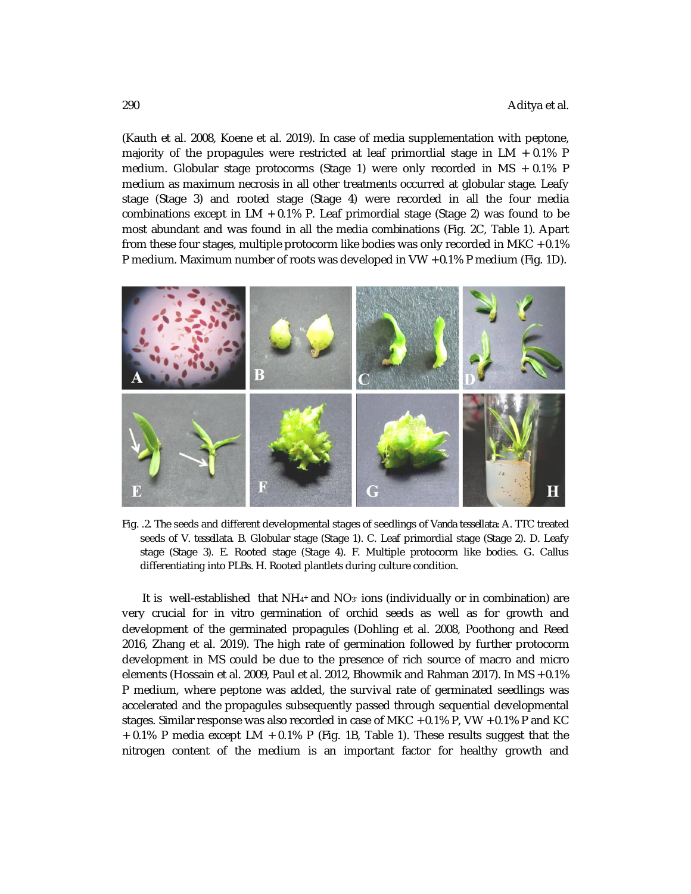(Kauth et al. 2008, Koene et al. 2019). In case of media supplementation with peptone, majority of the propagules were restricted at leaf primordial stage in LM + 0.1% P medium. Globular stage protocorms (Stage 1) were only recorded in MS + 0.1% P medium as maximum necrosis in all other treatments occurred at globular stage. Leafy stage (Stage 3) and rooted stage (Stage 4) were recorded in all the four media combinations except in LM + 0.1% P. Leaf primordial stage (Stage 2) was found to be most abundant and was found in all the media combinations (Fig. 2C, Table 1). Apart from these four stages, multiple protocorm like bodies was only recorded in MKC + 0.1% P medium. Maximum number of roots was developed in VW + 0.1% P medium (Fig. 1D).

Fig. .2. The seeds and different developmental stages of seedlings of *Vanda tessellata*: A. TTC treated seeds of *V. tessellata*. B. Globular stage (Stage 1). C. Leaf primordial stage (Stage 2). D. Leafy stage (Stage 3). E. Rooted stage (Stage 4). F. Multiple protocorm like bodies. G. Callus differentiating into PLBs. H. Rooted plantlets during culture condition.

It is well-established that $NH_4^+$ and $NO_3^-$ ions (individually or in combination) are very crucial for in vitro germination of orchid seeds as well as for growth and development of the germinated propagules (Dohling et al. 2008, Poothong and Reed 2016, Zhang et al. 2019). The high rate of germination followed by further protocorm development in MS could be due to the presence of rich source of macro and micro elements (Hossain et al. 2009, Paul et al. 2012, Bhowmik and Rahman 2017). In MS + 0.1% P medium, where peptone was added, the survival rate of germinated seedlings was accelerated and the propagules subsequently passed through sequential developmental stages. Similar response was also recorded in case of MKC + 0.1% P, VW + 0.1% P and KC + 0.1% P media except LM + 0.1% P (Fig. 1B, Table 1). These results suggest that the nitrogen content of the medium is an important factor for healthy growth and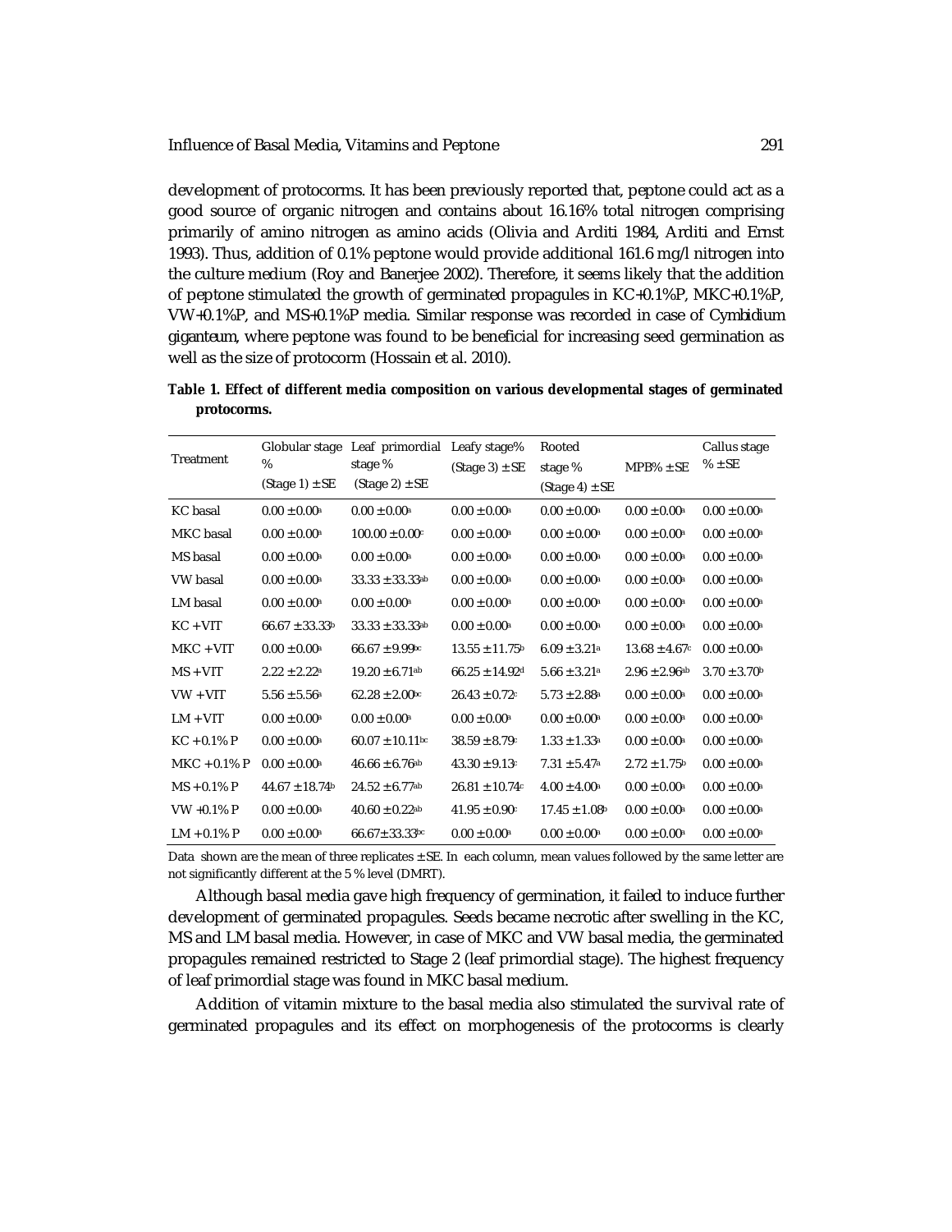development of protocorms. It has been previously reported that, peptone could act as a good source of organic nitrogen and contains about 16.16% total nitrogen comprising primarily of amino nitrogen as amino acids (Olivia and Arditi 1984, Arditi and Ernst 1993). Thus, addition of 0.1% peptone would provide additional 161.6 mg/l nitrogen into the culture medium (Roy and Banerjee 2002). Therefore, it seems likely that the addition of peptone stimulated the growth of germinated propagules in KC+0.1%P, MKC+0.1%P, VW+0.1%P, and MS+0.1%P media. Similar response was recorded in case of *Cymbidium giganteum*, where peptone was found to be beneficial for increasing seed germination as well as the size of protocorm (Hossain et al. 2010).

**Table 1. Effect of different media composition on various developmental stages of germinated protocorms.**

| Treatment | Globular stage % (Stage 1) ± SE | Leaf primordial stage % (Stage 2) ± SE | Leafy stage% (Stage 3) ± SE | Rooted stage % (Stage 4) ± SE | MPB% ± SE | Callus stage % ± SE |
|---|---|---|---|---|---|---|
| KC basal | 0.00 ± 0.00[a] | 0.00 ± 0.00[a] | 0.00 ± 0.00[a] | 0.00 ± 0.00[a] | 0.00 ± 0.00[a] | 0.00 ± 0.00[a] |
| MKC basal | 0.00 ± 0.00[a] | 100.00 ± 0.00[c] | 0.00 ± 0.00[a] | 0.00 ± 0.00[a] | 0.00 ± 0.00[a] | 0.00 ± 0.00[a] |
| MS basal | 0.00 ± 0.00[a] | 0.00 ± 0.00[a] | 0.00 ± 0.00[a] | 0.00 ± 0.00[a] | 0.00 ± 0.00[a] | 0.00 ± 0.00[a] |
| VW basal | 0.00 ± 0.00[a] | 33.33 ± 33.33[ab] | 0.00 ± 0.00[a] | 0.00 ± 0.00[a] | 0.00 ± 0.00[a] | 0.00 ± 0.00[a] |
| LM basal | 0.00 ± 0.00[a] | 0.00 ± 0.00[a] | 0.00 ± 0.00[a] | 0.00 ± 0.00[a] | 0.00 ± 0.00[a] | 0.00 ± 0.00[a] |
| KC + VIT | 66.67 ± 33.33[b] | 33.33 ± 33.33[ab] | 0.00 ± 0.00[a] | 0.00 ± 0.00[a] | 0.00 ± 0.00[a] | 0.00 ± 0.00[a] |
| MKC + VIT | 0.00 ± 0.00[a] | 66.67 ± 9.99[bc] | 13.55 ± 11.75[b] | 6.09 ± 3.21[a] | 13.68 ± 4.67[c] | 0.00 ± 0.00[a] |
| MS + VIT | 2.22 ± 2.22[a] | 19.20 ± 6.71[ab] | 66.25 ± 14.92[d] | 5.66 ± 3.21[a] | 2.96 ± 2.96[ab] | 3.70 ± 3.70[b] |
| VW + VIT | 5.56 ± 5.56[a] | 62.28 ± 2.00[bc] | 26.43 ± 0.72[c] | 5.73 ± 2.88[a] | 0.00 ± 0.00[a] | 0.00 ± 0.00[a] |
| LM + VIT | 0.00 ± 0.00[a] | 0.00 ± 0.00[a] | 0.00 ± 0.00[a] | 0.00 ± 0.00[a] | 0.00 ± 0.00[a] | 0.00 ± 0.00[a] |
| KC + 0.1% P | 0.00 ± 0.00[a] | 60.07 ± 10.11[bc] | 38.59 ± 8.79[c] | 1.33 ± 1.33[a] | 0.00 ± 0.00[a] | 0.00 ± 0.00[a] |
| MKC + 0.1% P | 0.00 ± 0.00[a] | 46.66 ± 6.76[ab] | 43.30 ± 9.13[c] | 7.31 ± 5.47[a] | 2.72 ± 1.75[b] | 0.00 ± 0.00[a] |
| MS + 0.1% P | 44.67 ± 18.74[b] | 24.52 ± 6.77[ab] | 26.81 ± 10.74[c] | 4.00 ± 4.00[a] | 0.00 ± 0.00[a] | 0.00 ± 0.00[a] |
| VW +0.1% P | 0.00 ± 0.00[a] | 40.60 ± 0.22[ab] | 41.95 ± 0.90[c] | 17.45 ± 1.08[b] | 0.00 ± 0.00[a] | 0.00 ± 0.00[a] |
| LM + 0.1% P | 0.00 ± 0.00[a] | 66.67± 33.33[bc] | 0.00 ± 0.00[a] | 0.00 ± 0.00[a] | 0.00 ± 0.00[a] | 0.00 ± 0.00[a] |

Data shown are the mean of three replicates ± SE. In each column, mean values followed by the same letter are not significantly different at the 5 % level (DMRT).

Although basal media gave high frequency of germination, it failed to induce further development of germinated propagules. Seeds became necrotic after swelling in the KC, MS and LM basal media. However, in case of MKC and VW basal media, the germinated propagules remained restricted to Stage 2 (leaf primordial stage). The highest frequency of leaf primordial stage was found in MKC basal medium.

Addition of vitamin mixture to the basal media also stimulated the survival rate of germinated propagules and its effect on morphogenesis of the protocorms is clearly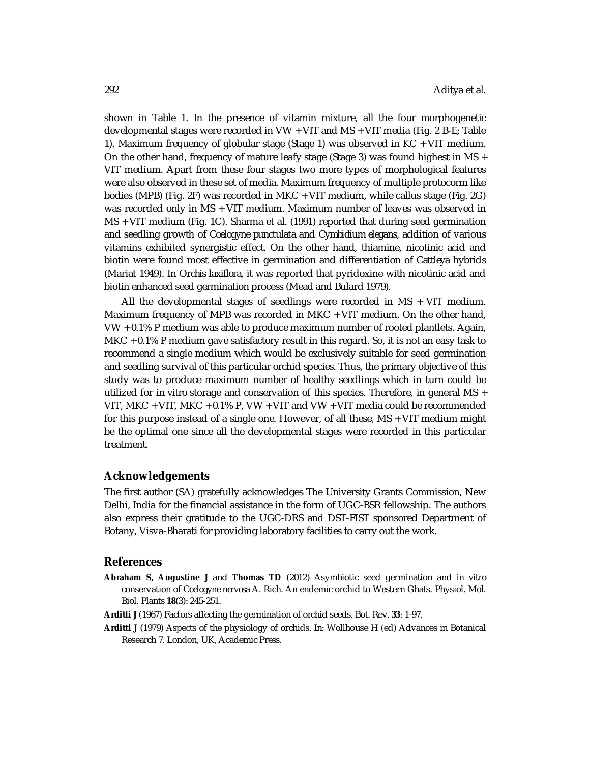shown in Table 1. In the presence of vitamin mixture, all the four morphogenetic developmental stages were recorded in VW + VIT and MS + VIT media (Fig. 2 B-E; Table 1). Maximum frequency of globular stage (Stage 1) was observed in KC + VIT medium. On the other hand, frequency of mature leafy stage (Stage 3) was found highest in MS + VIT medium. Apart from these four stages two more types of morphological features were also observed in these set of media. Maximum frequency of multiple protocorm like bodies (MPB) (Fig. 2F) was recorded in MKC + VIT medium, while callus stage (Fig. 2G) was recorded only in MS + VIT medium. Maximum number of leaves was observed in MS + VIT medium (Fig. 1C). Sharma et al. (1991) reported that during seed germination and seedling growth of *Coelogyne punctulata* and *Cymbidium elegans*, addition of various vitamins exhibited synergistic effect. On the other hand, thiamine, nicotinic acid and biotin were found most effective in germination and differentiation of *Cattleya* hybrids (Mariat 1949). In *Orchis laxiflora*, it was reported that pyridoxine with nicotinic acid and biotin enhanced seed germination process (Mead and Bulard 1979).

All the developmental stages of seedlings were recorded in MS + VIT medium. Maximum frequency of MPB was recorded in MKC + VIT medium. On the other hand, VW + 0.1% P medium was able to produce maximum number of rooted plantlets. Again, MKC + 0.1% P medium gave satisfactory result in this regard. So, it is not an easy task to recommend a single medium which would be exclusively suitable for seed germination and seedling survival of this particular orchid species. Thus, the primary objective of this study was to produce maximum number of healthy seedlings which in turn could be utilized for in vitro storage and conservation of this species. Therefore, in general MS + VIT, MKC + VIT, MKC + 0.1% P, VW + VIT and VW + VIT media could be recommended for this purpose instead of a single one. However, of all these, MS + VIT medium might be the optimal one since all the developmental stages were recorded in this particular treatment.

## Acknowledgements

The first author (SA) gratefully acknowledges The University Grants Commission, New Delhi, India for the financial assistance in the form of UGC-BSR fellowship. The authors also express their gratitude to the UGC-DRS and DST-FIST sponsored Department of Botany, Visva-Bharati for providing laboratory facilities to carry out the work.

## References

**Abraham S, Augustine J** and **Thomas TD** (2012) Asymbiotic seed germination and in vitro conservation of *Coelogyne nervosa* A. Rich. An endemic orchid to Western Ghats. Physiol. Mol. Biol. Plants **18**(3): 245-251.

**Arditti J** (1967) Factors affecting the germination of orchid seeds. Bot. Rev. **33**: 1-97.

**Arditti J** (1979) Aspects of the physiology of orchids. In: Wollhouse H (ed) Advances in Botanical Research 7. London, UK, Academic Press.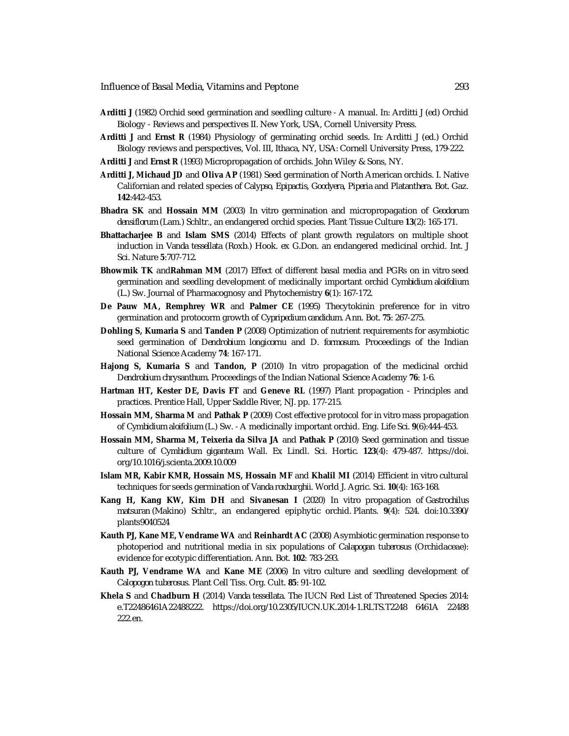**Arditti J** (1982) Orchid seed germination and seedling culture - A manual. In: Arditti J (ed) Orchid Biology - Reviews and perspectives II. New York, USA, Cornell University Press.

**Arditti J** and **Ernst R** (1984) Physiology of germinating orchid seeds. In: Arditti J (ed.) Orchid Biology reviews and perspectives, Vol. III, Ithaca, NY, USA: Cornell University Press, 179-222.

**Arditti J** and **Ernst R** (1993) Micropropagation of orchids. John Wiley & Sons, NY.

**Arditti J, Michaud JD** and **Oliva AP** (1981) Seed germination of North American orchids. I. Native Californian and related species of *Calypso, Epipactis, Goodyera, Piperia* and *Platanthera*. Bot. Gaz. **142**:442-453.

**Bhadra SK** and **Hossain MM** (2003) In vitro germination and micropropagation of *Geodorum densiflorum* (Lam.) Schltr., an endangered orchid species. Plant Tissue Culture **13**(2): 165-171.

**Bhattacharjee B** and **Islam SMS** (2014) Effects of plant growth regulators on multiple shoot induction in Vanda tessellata (Roxb.) Hook. ex G.Don. an endangered medicinal orchid. Int. J Sci. Nature **5**:707-712.

**Bhowmik TK** and **Rahman MM** (2017) Effect of different basal media and PGRs on in vitro seed germination and seedling development of medicinally important orchid *Cymbidium aloifolium* (L.) Sw. Journal of Pharmacognosy and Phytochemistry **6**(1): 167-172.

**De Pauw MA, Remphrey WR** and **Palmer CE** (1995) Thecytokinin preference for in vitro germination and protocorm growth of *Cypripedium candidum*. Ann. Bot. **75**: 267-275.

**Dohling S, Kumaria S** and **Tanden P** (2008) Optimization of nutrient requirements for asymbiotic seed germination of *Dendrobium longicornu* and *D. formosum*. Proceedings of the Indian National Science Academy **74**: 167-171.

**Hajong S, Kumaria S** and **Tandon, P** (2010) In vitro propagation of the medicinal orchid *Dendrobium chrysanthum*. Proceedings of the Indian National Science Academy **76**: 1-6.

**Hartman HT, Kester DE, Davis FT** and **Geneve RL** (1997) Plant propagation - Principles and practices. Prentice Hall, Upper Saddle River, NJ. pp. 177-215.

**Hossain MM, Sharma M** and **Pathak P** (2009) Cost effective protocol for in vitro mass propagation of *Cymbidium aloifolium* (L.) Sw. - A medicinally important orchid. Eng. Life Sci. **9**(6):444-453.

**Hossain MM, Sharma M, Teixeria da Silva JA** and **Pathak P** (2010) Seed germination and tissue culture of *Cymbidium giganteum* Wall. Ex Lindl. Sci. Hortic. **123**(4): 479-487. https://doi.org/10.1016/j.scienta.2009.10.009

**Islam MR, Kabir KMR, Hossain MS, Hossain MF** and **Khalil MI** (2014) Efficient in vitro cultural techniques for seeds germination of *Vanda roxburghii*. World J. Agric. Sci. **10**(4): 163-168.

**Kang H, Kang KW, Kim DH** and **Sivanesan I** (2020) In vitro propagation of *Gastrochilus matsuran* (Makino) Schltr., an endangered epiphytic orchid. Plants. **9**(4): 524. doi:10.3390/plants9040524

**Kauth PJ, Kane ME, Vendrame WA** and **Reinhardt AC** (2008) Asymbiotic germination response to photoperiod and nutritional media in six populations of *Calapogan tuberosus* (Orchidaceae): evidence for ecotypic differentiation. Ann. Bot. **102**: 783-293.

**Kauth PJ, Vendrame WA** and **Kane ME** (2006) In vitro culture and seedling development of *Calopogon tuberosus*. Plant Cell Tiss. Org. Cult. **85**: 91-102.

**Khela S** and **Chadburn H** (2014) *Vanda tessellata*. The IUCN Red List of Threatened Species 2014: e.T22486461A22488222. https://doi.org/10.2305/IUCN.UK.2014-1.RLTS.T2248 6461A 22488 222.en.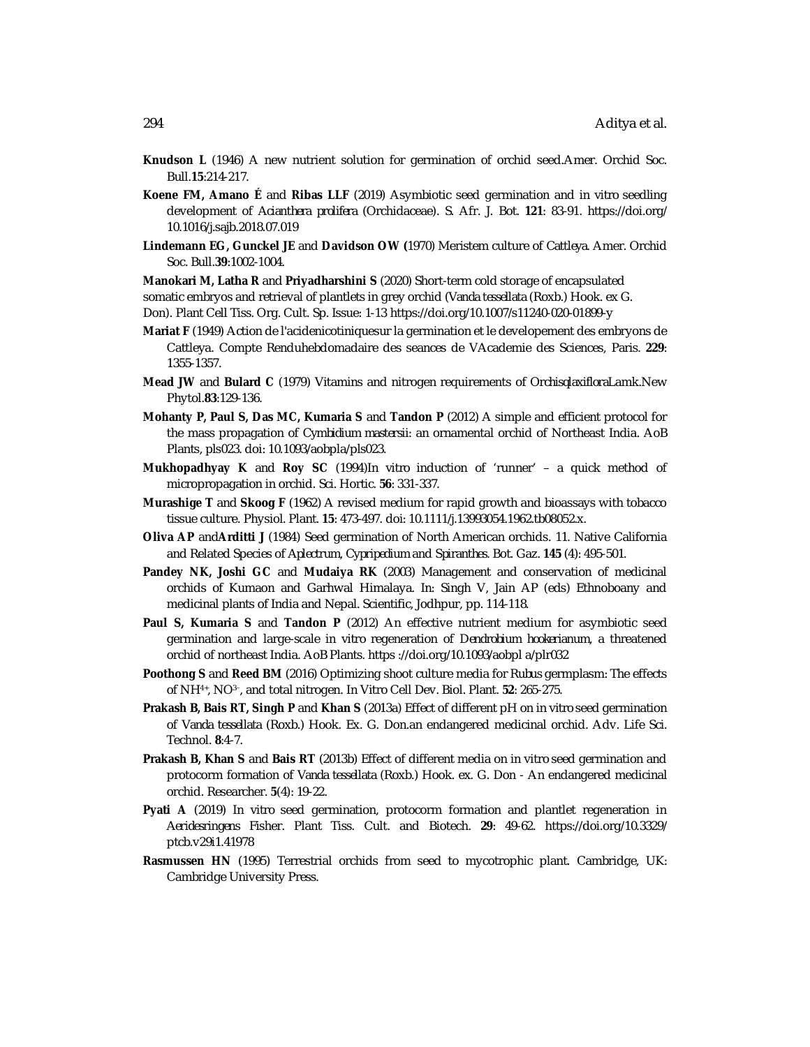**Knudson L** (1946) A new nutrient solution for germination of orchid seed.Amer. Orchid Soc. Bull.**15**:214-217.

**Koene FM, Amano É** and **Ribas LLF** (2019) Asymbiotic seed germination and in vitro seedling development of *Acianthera prolifera* (Orchidaceae). S. Afr. J. Bot. **121**: 83-91. https://doi.org/10.1016/j.sajb.2018.07.019

**Lindemann EG, Gunckel JE** and **Davidson OW (**1970) Meristem culture of Cattleya. Amer. Orchid Soc. Bull.**39**:1002-1004.

**Manokari M, Latha R** and **Priyadharshini S** (2020) Short-term cold storage of encapsulated somatic embryos and retrieval of plantlets in grey orchid (*Vanda tessellata* (Roxb.) Hook. ex G. Don). Plant Cell Tiss. Org. Cult. Sp. Issue: 1-13 https://doi.org/10.1007/s11240-020-01899-y

**Mariat F** (1949) Action de l'acidenicotiniquesur la germination et le developement des embryons de Cattleya. Compte Renduhebdomadaire des seances de VAcademie des Sciences, Paris. **229**: 1355-1357.

**Mead JW** and **Bulard C** (1979) Vitamins and nitrogen requirements of *OrchisqlaxifloraLamk*.New Phytol.**83**:129-136.

**Mohanty P, Paul S, Das MC, Kumaria S** and **Tandon P** (2012) A simple and efficient protocol for the mass propagation of *Cymbidium mastersii*: an ornamental orchid of Northeast India. AoB Plants, pls023. doi: 10.1093/aobpla/pls023.

**Mukhopadhyay K** and **Roy SC** (1994)In vitro induction of 'runner' – a quick method of micropropagation in orchid. Sci. Hortic. **56**: 331-337.

**Murashige T** and **Skoog F** (1962) A revised medium for rapid growth and bioassays with tobacco tissue culture. Physiol. Plant. **15**: 473-497. doi: 10.1111/j.13993054.1962.tb08052.x.

**Oliva AP** and**Arditti J** (1984) Seed germination of North American orchids. 11. Native California and Related Species of *Aplectrum, Cypripedium* and *Spiranthes*. Bot. Gaz. **145** (4): 495-501.

**Pandey NK, Joshi GC** and **Mudaiya RK** (2003) Management and conservation of medicinal orchids of Kumaon and Garhwal Himalaya. In: Singh V, Jain AP (eds) Ethnoboany and medicinal plants of India and Nepal. Scientific, Jodhpur, pp. 114-118.

**Paul S, Kumaria S** and **Tandon P** (2012) An effective nutrient medium for asymbiotic seed germination and large-scale in vitro regeneration of *Dendrobium hookerianum*, a threatened orchid of northeast India. AoB Plants. https ://doi.org/10.1093/aobpl a/plr032

**Poothong S** and **Reed BM** (2016) Optimizing shoot culture media for *Rubus* germplasm: The effects of $NH^{4+}$, $NO^{3-}$, and total nitrogen. In Vitro Cell Dev. Biol. Plant. **52**: 265-275.

**Prakash B, Bais RT, Singh P** and **Khan S** (2013a) Effect of different pH on in vitro seed germination of *Vanda tessellata* (Roxb.) Hook. Ex. G. Don.an endangered medicinal orchid. Adv. Life Sci. Technol. **8**:4-7.

**Prakash B, Khan S** and **Bais RT** (2013b) Effect of different media on in vitro seed germination and protocorm formation of *Vanda tessellata* (Roxb.) Hook. ex. G. Don - An endangered medicinal orchid. Researcher. **5**(4): 19-22.

**Pyati A** (2019) In vitro seed germination, protocorm formation and plantlet regeneration in *Aeridesringens* Fisher. Plant Tiss. Cult. and Biotech. **29**: 49-62. https://doi.org/10.3329/ptcb.v29i1.41978

**Rasmussen HN** (1995) Terrestrial orchids from seed to mycotrophic plant. Cambridge, UK: Cambridge University Press.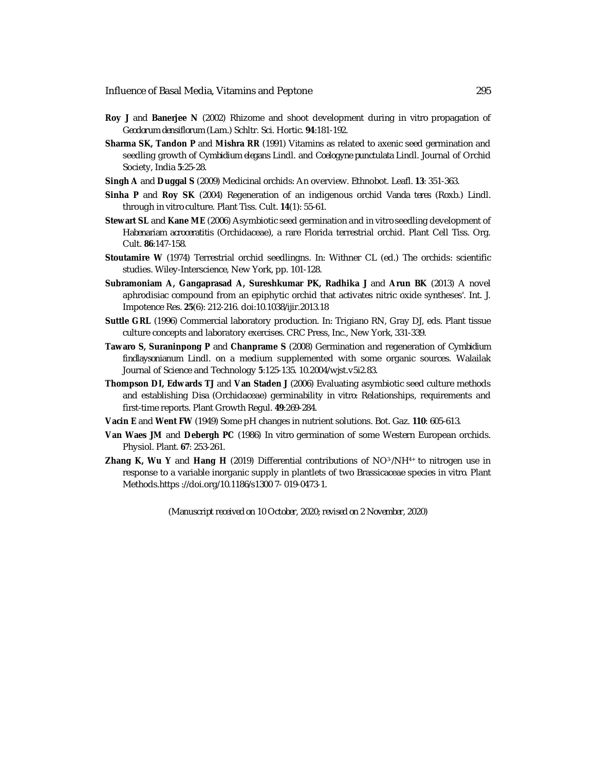**Roy J** and **Banerjee N** (2002) Rhizome and shoot development during in vitro propagation of *Geodorum densiflorum* (Lam.) Schltr. Sci. Hortic. **94**:181-192.

**Sharma SK, Tandon P** and **Mishra RR** (1991) Vitamins as related to axenic seed germination and seedling growth of *Cymbidium elegans* Lindl. and *Coelogyne punctulata* Lindl. Journal of Orchid Society, India **5**:25-28.

**Singh A** and **Duggal S** (2009) Medicinal orchids: An overview. Ethnobot. Leafl. **13**: 351-363.

**Sinha P** and **Roy SK** (2004) Regeneration of an indigenous orchid Vanda teres (Roxb.) Lindl. through in vitro culture. Plant Tiss. Cult. **14**(1): 55-61.

**Stewart SL** and **Kane ME** (2006) Asymbiotic seed germination and in vitro seedling development of Habenariam *acroceratitis* (Orchidaceae), a rare Florida terrestrial orchid. Plant Cell Tiss. Org. Cult. **86**:147-158.

**Stoutamire W** (1974) Terrestrial orchid seedlingns. In: Withner CL (ed.) The orchids: scientific studies. Wiley-Interscience, New York, pp. 101-128.

**Subramoniam A, Gangaprasad A, Sureshkumar PK, Radhika J** and **Arun BK** (2013) A novel aphrodisiac compound from an epiphytic orchid that activates nitric oxide syntheses'. Int. J. Impotence Res. **25**(6): 212-216. doi:10.1038/ijir.2013.18

**Suttle GRL** (1996) Commercial laboratory production. In: Trigiano RN, Gray DJ, eds. Plant tissue culture concepts and laboratory exercises. CRC Press, Inc., New York, 331-339.

**Tawaro S, Suraninpong P** and **Chanprame S** (2008) Germination and regeneration of *Cymbidium findlaysonianum* Lindl. on a medium supplemented with some organic sources. Walailak Journal of Science and Technology **5**:125-135. 10.2004/wjst.v5i2.83.

**Thompson DI, Edwards TJ** and **Van Staden J** (2006) Evaluating asymbiotic seed culture methods and establishing Disa (Orchidaceae) germinability in vitro: Relationships, requirements and first-time reports. Plant Growth Regul. **49**:269-284.

**Vacin E** and **Went FW** (1949) Some pH changes in nutrient solutions. Bot. Gaz. **110**: 605-613.

**Van Waes JM** and **Debergh PC** (1986) In vitro germination of some Western European orchids. Physiol. Plant. **67**: 253-261.

**Zhang K, Wu Y** and **Hang H** (2019) Differential contributions of $NO^{3-}$/$NH^{4+}$ to nitrogen use in response to a variable inorganic supply in plantlets of two Brassicaceae species in vitro. Plant Methods.https ://doi.org/10.1186/s1300 7- 019-0473-1.

*(Manuscript received on 10 October, 2020; revised on 2 November, 2020)*